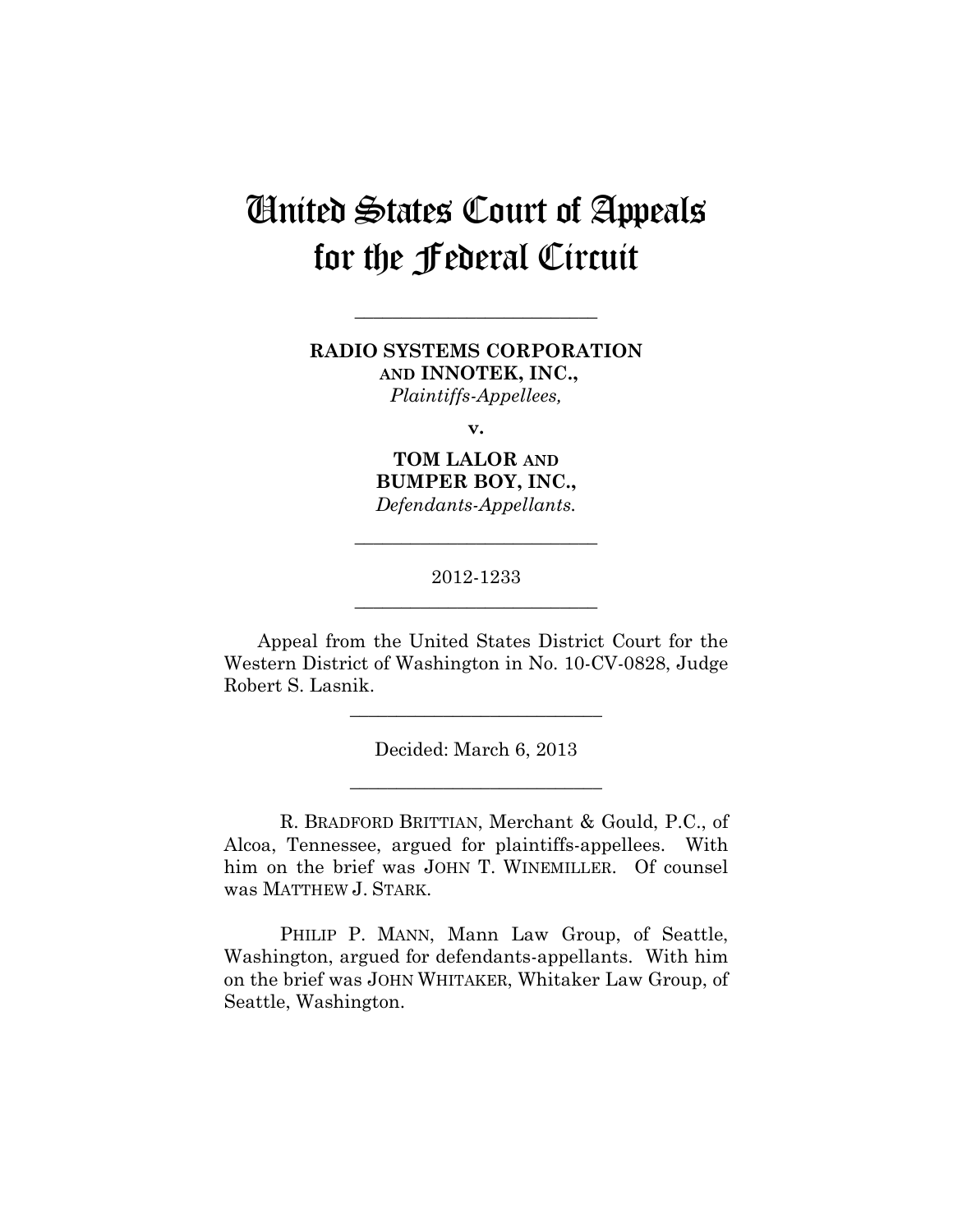# United States Court of Appeals for the Federal Circuit

---

**RADIO SYSTEMS CORPORATION AND INNOTEK, INC.,**
*Plaintiffs-Appellees,*

**v.**

**TOM LALOR AND BUMPER BOY, INC.,**
*Defendants-Appellants.*

---

2012-1233

---

Appeal from the United States District Court for the Western District of Washington in No. 10-CV-0828, Judge Robert S. Lasnik.

---

Decided: March 6, 2013

---

R. BRADFORD BRITTIAN, Merchant & Gould, P.C., of Alcoa, Tennessee, argued for plaintiffs-appellees. With him on the brief was JOHN T. WINEMILLER. Of counsel was MATTHEW J. STARK.

PHILIP P. MANN, Mann Law Group, of Seattle, Washington, argued for defendants-appellants. With him on the brief was JOHN WHITAKER, Whitaker Law Group, of Seattle, Washington.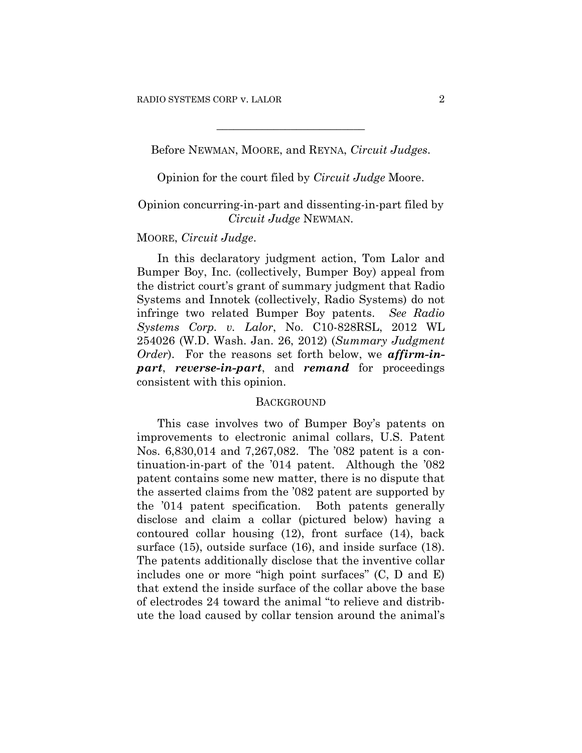---

Before NEWMAN, MOORE, and REYNA, *Circuit Judges*.

Opinion for the court filed by *Circuit Judge* Moore.

Opinion concurring-in-part and dissenting-in-part filed by *Circuit Judge* NEWMAN.

MOORE, *Circuit Judge*.

In this declaratory judgment action, Tom Lalor and Bumper Boy, Inc. (collectively, Bumper Boy) appeal from the district court's grant of summary judgment that Radio Systems and Innotek (collectively, Radio Systems) do not infringe two related Bumper Boy patents. *See Radio Systems Corp. v. Lalor*, No. C10-828RSL, 2012 WL 254026 (W.D. Wash. Jan. 26, 2012) (*Summary Judgment Order*). For the reasons set forth below, we ***affirm-in-part***, ***reverse-in-part***, and ***remand*** for proceedings consistent with this opinion.

## BACKGROUND

This case involves two of Bumper Boy's patents on improvements to electronic animal collars, U.S. Patent Nos. 6,830,014 and 7,267,082. The '082 patent is a continuation-in-part of the '014 patent. Although the '082 patent contains some new matter, there is no dispute that the asserted claims from the '082 patent are supported by the '014 patent specification. Both patents generally disclose and claim a collar (pictured below) having a contoured collar housing (12), front surface (14), back surface (15), outside surface (16), and inside surface (18). The patents additionally disclose that the inventive collar includes one or more "high point surfaces" (C, D and E) that extend the inside surface of the collar above the base of electrodes 24 toward the animal "to relieve and distribute the load caused by collar tension around the animal's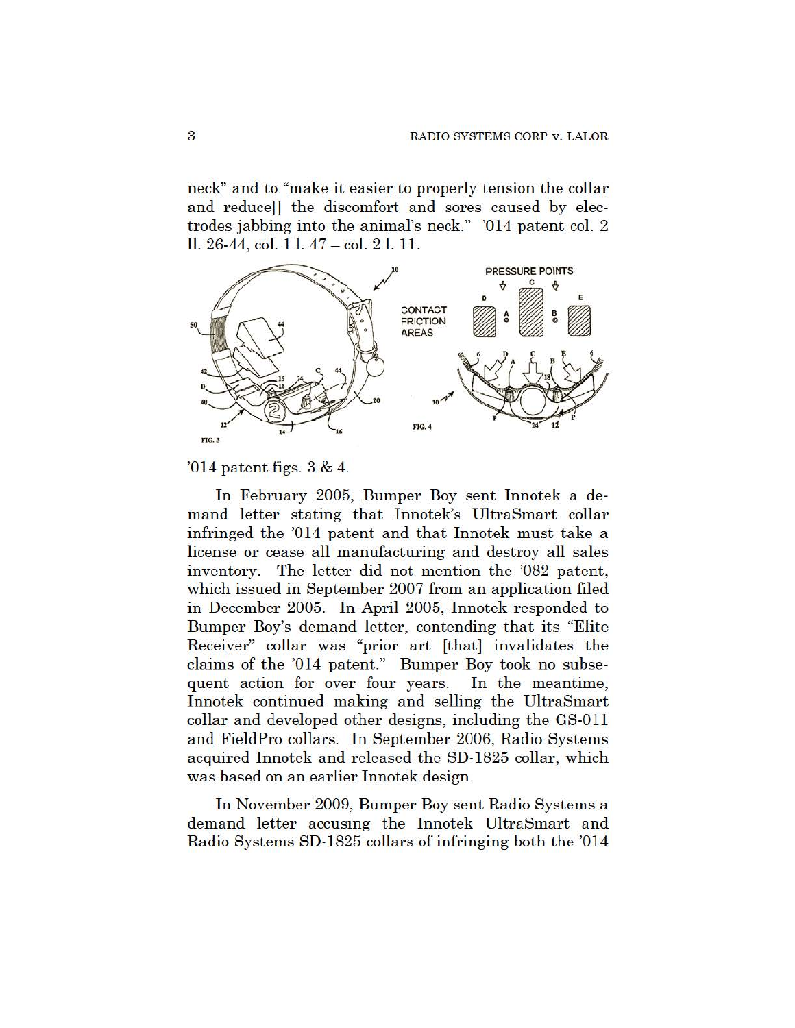neck" and to "make it easier to properly tension the collar and reduce[] the discomfort and sores caused by electrodes jabbing into the animal's neck." '014 patent col. 2 ll. 26-44, col. 1 l. 47 – col. 2 l. 11.

'014 patent figs. 3 & 4.

In February 2005, Bumper Boy sent Innotek a demand letter stating that Innotek's UltraSmart collar infringed the '014 patent and that Innotek must take a license or cease all manufacturing and destroy all sales inventory. The letter did not mention the '082 patent, which issued in September 2007 from an application filed in December 2005. In April 2005, Innotek responded to Bumper Boy's demand letter, contending that its "Elite Receiver" collar was "prior art [that] invalidates the claims of the '014 patent." Bumper Boy took no subsequent action for over four years. In the meantime, Innotek continued making and selling the UltraSmart collar and developed other designs, including the GS-011 and FieldPro collars. In September 2006, Radio Systems acquired Innotek and released the SD-1825 collar, which was based on an earlier Innotek design.

In November 2009, Bumper Boy sent Radio Systems a demand letter accusing the Innotek UltraSmart and Radio Systems SD-1825 collars of infringing both the '014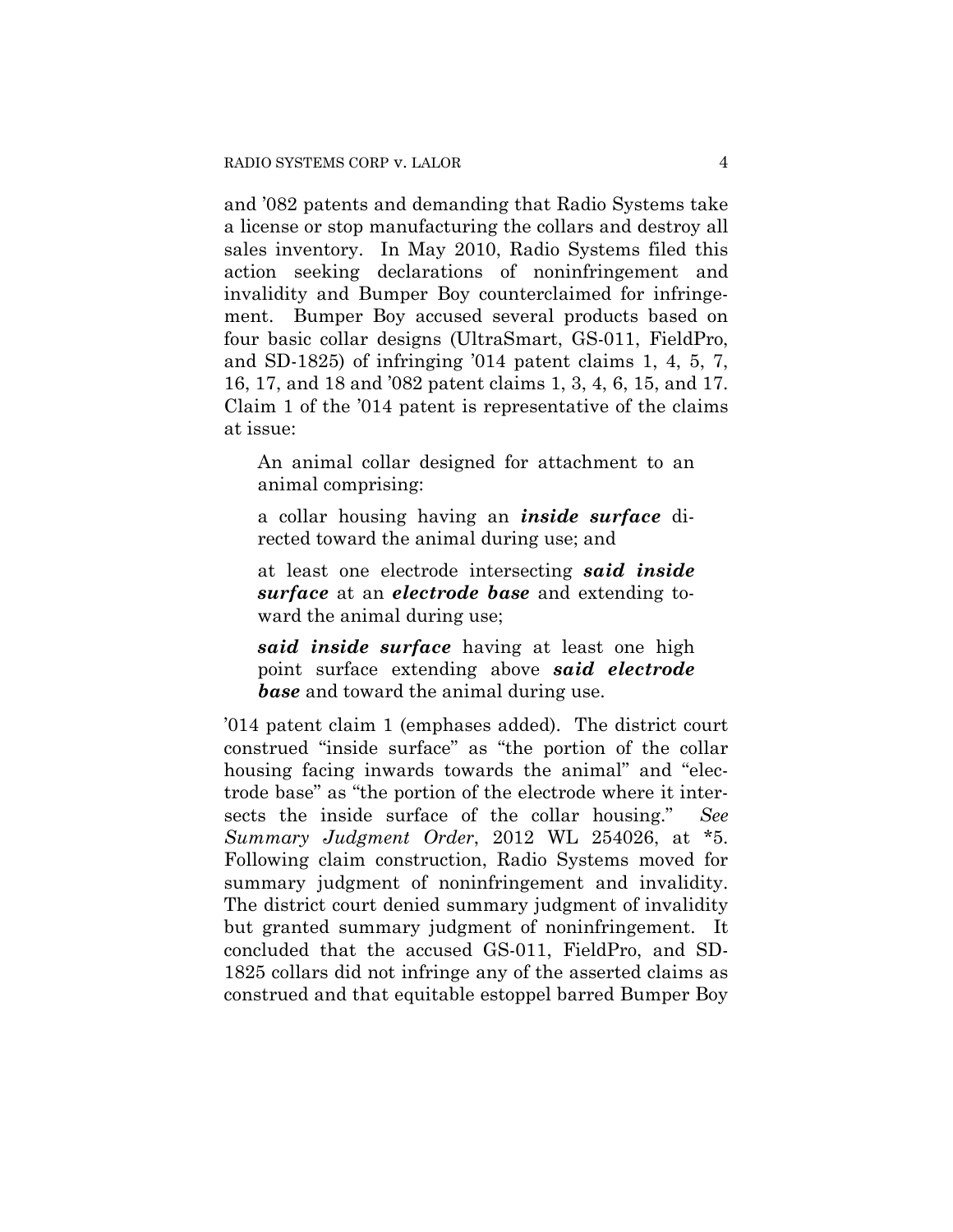and '082 patents and demanding that Radio Systems take a license or stop manufacturing the collars and destroy all sales inventory. In May 2010, Radio Systems filed this action seeking declarations of noninfringement and invalidity and Bumper Boy counterclaimed for infringement. Bumper Boy accused several products based on four basic collar designs (UltraSmart, GS-011, FieldPro, and SD-1825) of infringing '014 patent claims 1, 4, 5, 7, 16, 17, and 18 and '082 patent claims 1, 3, 4, 6, 15, and 17. Claim 1 of the '014 patent is representative of the claims at issue:

> An animal collar designed for attachment to an animal comprising:
>
> a collar housing having an ***inside surface*** directed toward the animal during use; and
>
> at least one electrode intersecting ***said inside surface*** at an ***electrode base*** and extending toward the animal during use;
>
> ***said inside surface*** having at least one high point surface extending above ***said electrode base*** and toward the animal during use.

'014 patent claim 1 (emphases added). The district court construed "inside surface" as "the portion of the collar housing facing inwards towards the animal" and "electrode base" as "the portion of the electrode where it intersects the inside surface of the collar housing." *See Summary Judgment Order*, 2012 WL 254026, at *5. Following claim construction, Radio Systems moved for summary judgment of noninfringement and invalidity. The district court denied summary judgment of invalidity but granted summary judgment of noninfringement. It concluded that the accused GS-011, FieldPro, and SD-1825 collars did not infringe any of the asserted claims as construed and that equitable estoppel barred Bumper Boy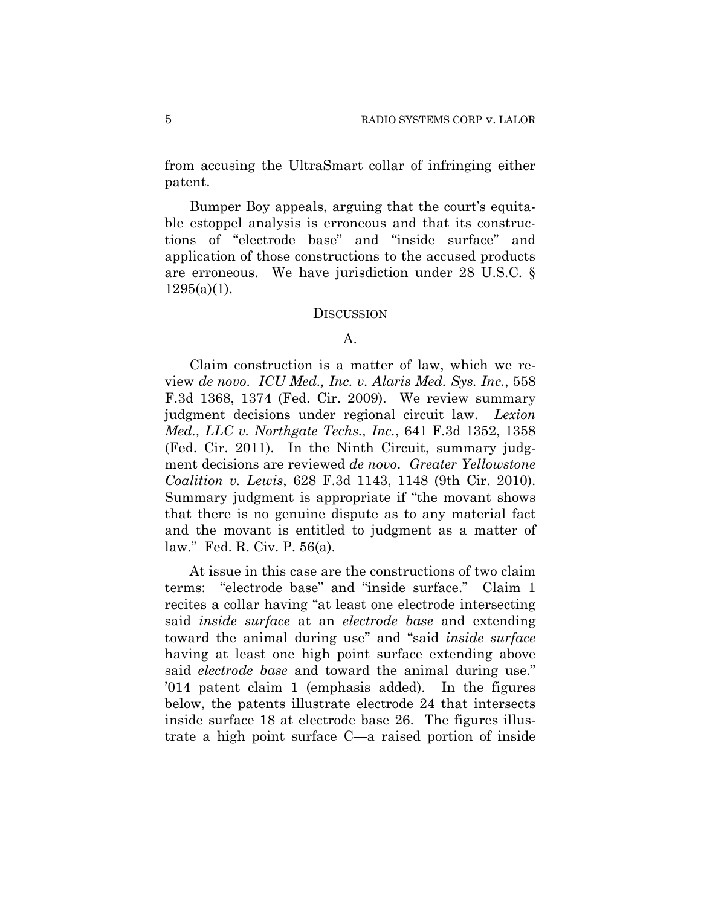from accusing the UltraSmart collar of infringing either patent.

Bumper Boy appeals, arguing that the court's equitable estoppel analysis is erroneous and that its constructions of "electrode base" and "inside surface" and application of those constructions to the accused products are erroneous. We have jurisdiction under 28 U.S.C. § 1295(a)(1).

## DISCUSSION

### A.

Claim construction is a matter of law, which we review *de novo*. *ICU Med., Inc. v. Alaris Med. Sys. Inc.*, 558 F.3d 1368, 1374 (Fed. Cir. 2009). We review summary judgment decisions under regional circuit law. *Lexion Med., LLC v. Northgate Techs., Inc.*, 641 F.3d 1352, 1358 (Fed. Cir. 2011). In the Ninth Circuit, summary judgment decisions are reviewed *de novo*. *Greater Yellowstone Coalition v. Lewis*, 628 F.3d 1143, 1148 (9th Cir. 2010). Summary judgment is appropriate if "the movant shows that there is no genuine dispute as to any material fact and the movant is entitled to judgment as a matter of law." Fed. R. Civ. P. 56(a).

At issue in this case are the constructions of two claim terms: "electrode base" and "inside surface." Claim 1 recites a collar having "at least one electrode intersecting said *inside surface* at an *electrode base* and extending toward the animal during use" and "said *inside surface* having at least one high point surface extending above said *electrode base* and toward the animal during use." '014 patent claim 1 (emphasis added). In the figures below, the patents illustrate electrode 24 that intersects inside surface 18 at electrode base 26. The figures illustrate a high point surface C—a raised portion of inside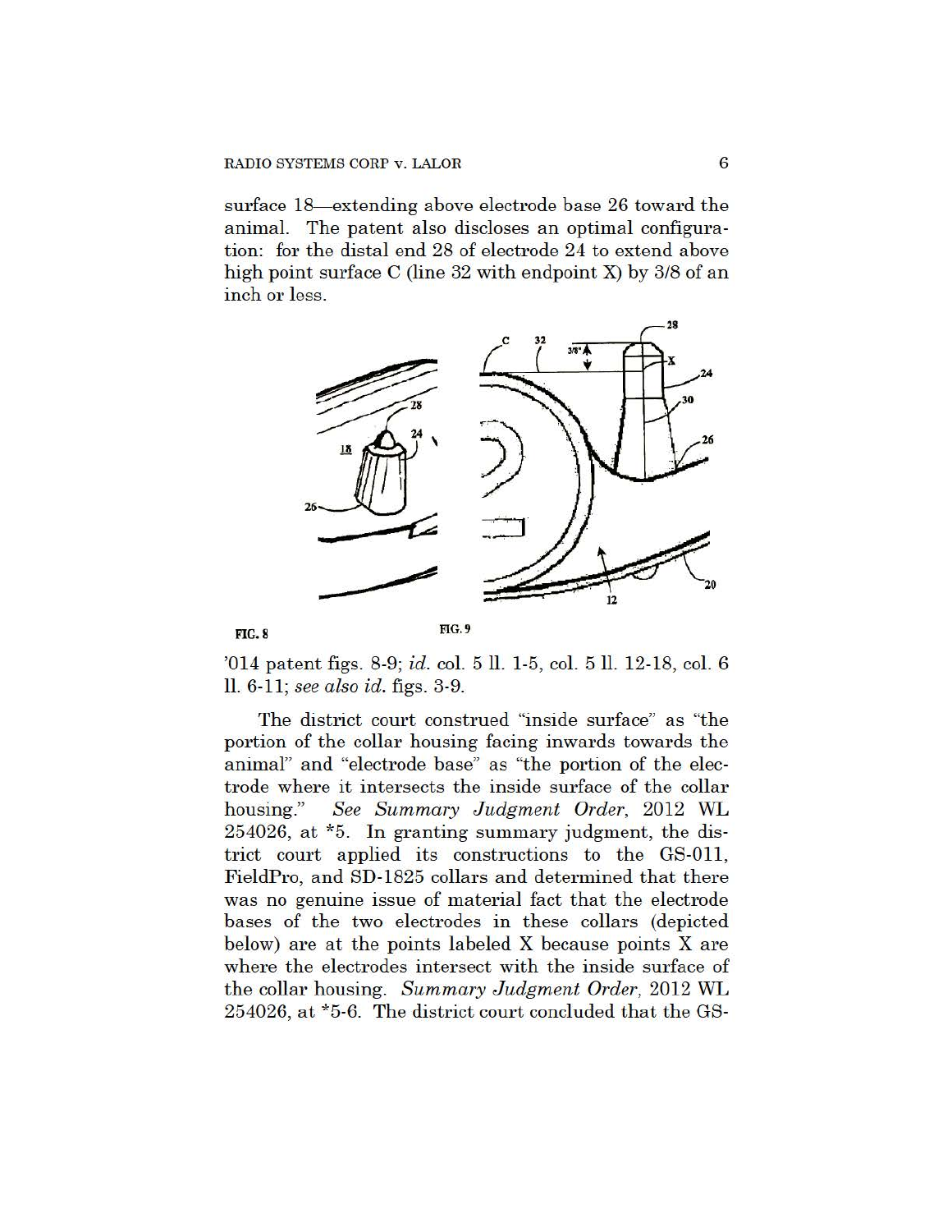surface 18—extending above electrode base 26 toward the animal. The patent also discloses an optimal configuration: for the distal end 28 of electrode 24 to extend above high point surface C (line 32 with endpoint X) by 3/8 of an inch or less.

FIG. 8 FIG. 9

'014 patent figs. 8-9; *id.* col. 5 ll. 1-5, col. 5 ll. 12-18, col. 6 ll. 6-11; *see also id.* figs. 3-9.

The district court construed "inside surface" as "the portion of the collar housing facing inwards towards the animal" and "electrode base" as "the portion of the electrode where it intersects the inside surface of the collar housing." *See Summary Judgment Order*, 2012 WL 254026, at *5. In granting summary judgment, the district court applied its constructions to the GS-011, FieldPro, and SD-1825 collars and determined that there was no genuine issue of material fact that the electrode bases of the two electrodes in these collars (depicted below) are at the points labeled X because points X are where the electrodes intersect with the inside surface of the collar housing. *Summary Judgment Order*, 2012 WL 254026, at *5-6. The district court concluded that the GS-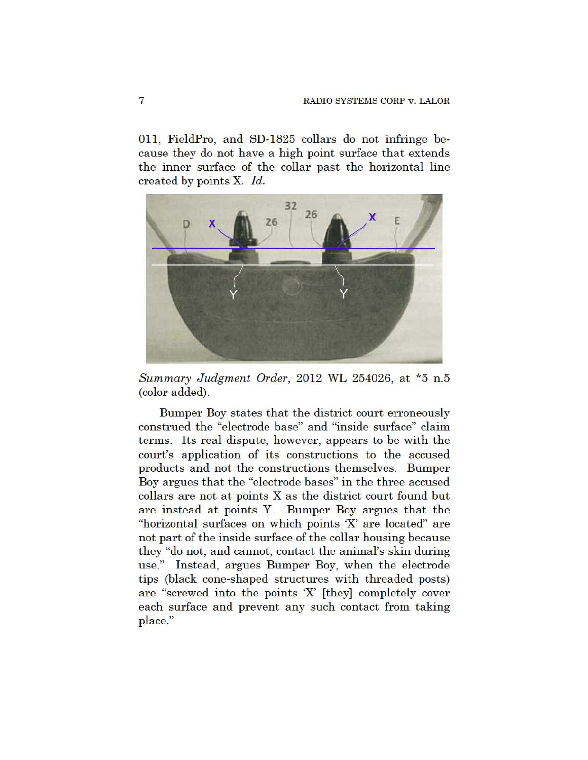011, FieldPro, and SD-1825 collars do not infringe because they do not have a high point surface that extends the inner surface of the collar past the horizontal line created by points X. *Id.*

*Summary Judgment Order*, 2012 WL 254026, at *5 n.5 (color added).

Bumper Boy states that the district court erroneously construed the "electrode base" and "inside surface" claim terms. Its real dispute, however, appears to be with the court's application of its constructions to the accused products and not the constructions themselves. Bumper Boy argues that the "electrode bases" in the three accused collars are not at points X as the district court found but are instead at points Y. Bumper Boy argues that the "horizontal surfaces on which points 'X' are located" are not part of the inside surface of the collar housing because they "do not, and cannot, contact the animal's skin during use." Instead, argues Bumper Boy, when the electrode tips (black cone-shaped structures with threaded posts) are "screwed into the points 'X' [they] completely cover each surface and prevent any such contact from taking place."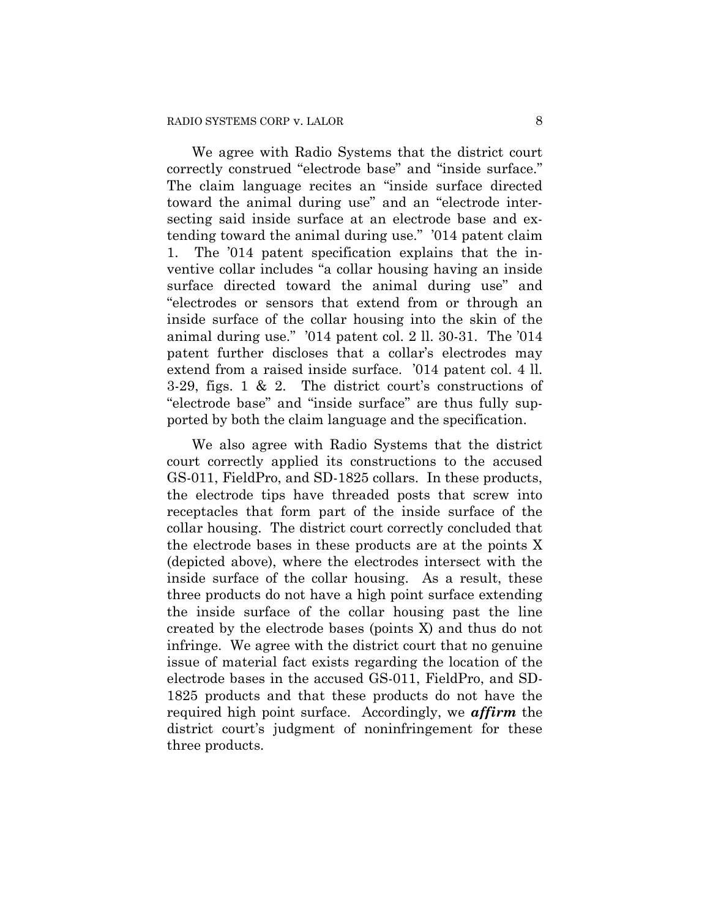We agree with Radio Systems that the district court correctly construed "electrode base" and "inside surface." The claim language recites an "inside surface directed toward the animal during use" and an "electrode intersecting said inside surface at an electrode base and extending toward the animal during use." '014 patent claim 1. The '014 patent specification explains that the inventive collar includes "a collar housing having an inside surface directed toward the animal during use" and "electrodes or sensors that extend from or through an inside surface of the collar housing into the skin of the animal during use." '014 patent col. 2 ll. 30-31. The '014 patent further discloses that a collar's electrodes may extend from a raised inside surface. '014 patent col. 4 ll. 3-29, figs. 1 & 2. The district court's constructions of "electrode base" and "inside surface" are thus fully supported by both the claim language and the specification.

We also agree with Radio Systems that the district court correctly applied its constructions to the accused GS-011, FieldPro, and SD-1825 collars. In these products, the electrode tips have threaded posts that screw into receptacles that form part of the inside surface of the collar housing. The district court correctly concluded that the electrode bases in these products are at the points X (depicted above), where the electrodes intersect with the inside surface of the collar housing. As a result, these three products do not have a high point surface extending the inside surface of the collar housing past the line created by the electrode bases (points X) and thus do not infringe. We agree with the district court that no genuine issue of material fact exists regarding the location of the electrode bases in the accused GS-011, FieldPro, and SD-1825 products and that these products do not have the required high point surface. Accordingly, we ***affirm*** the district court's judgment of noninfringement for these three products.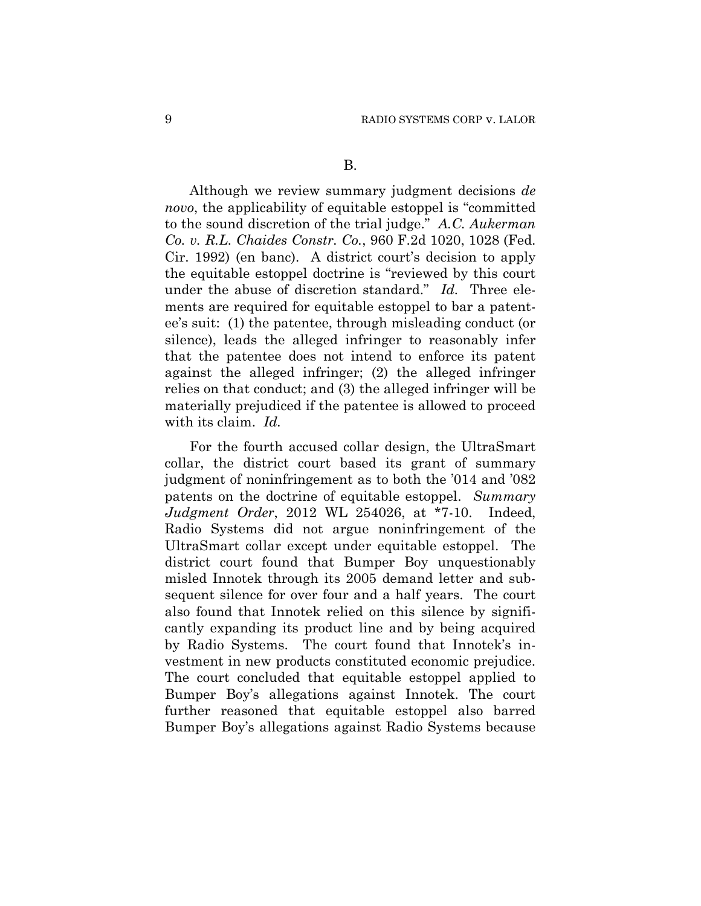B.

Although we review summary judgment decisions *de novo*, the applicability of equitable estoppel is "committed to the sound discretion of the trial judge." *A.C. Aukerman Co. v. R.L. Chaides Constr. Co.*, 960 F.2d 1020, 1028 (Fed. Cir. 1992) (en banc). A district court's decision to apply the equitable estoppel doctrine is "reviewed by this court under the abuse of discretion standard." *Id.* Three elements are required for equitable estoppel to bar a patentee's suit: (1) the patentee, through misleading conduct (or silence), leads the alleged infringer to reasonably infer that the patentee does not intend to enforce its patent against the alleged infringer; (2) the alleged infringer relies on that conduct; and (3) the alleged infringer will be materially prejudiced if the patentee is allowed to proceed with its claim. *Id.*

For the fourth accused collar design, the UltraSmart collar, the district court based its grant of summary judgment of noninfringement as to both the '014 and '082 patents on the doctrine of equitable estoppel. *Summary Judgment Order*, 2012 WL 254026, at *7-10. Indeed, Radio Systems did not argue noninfringement of the UltraSmart collar except under equitable estoppel. The district court found that Bumper Boy unquestionably misled Innotek through its 2005 demand letter and subsequent silence for over four and a half years. The court also found that Innotek relied on this silence by significantly expanding its product line and by being acquired by Radio Systems. The court found that Innotek's investment in new products constituted economic prejudice. The court concluded that equitable estoppel applied to Bumper Boy's allegations against Innotek. The court further reasoned that equitable estoppel also barred Bumper Boy's allegations against Radio Systems because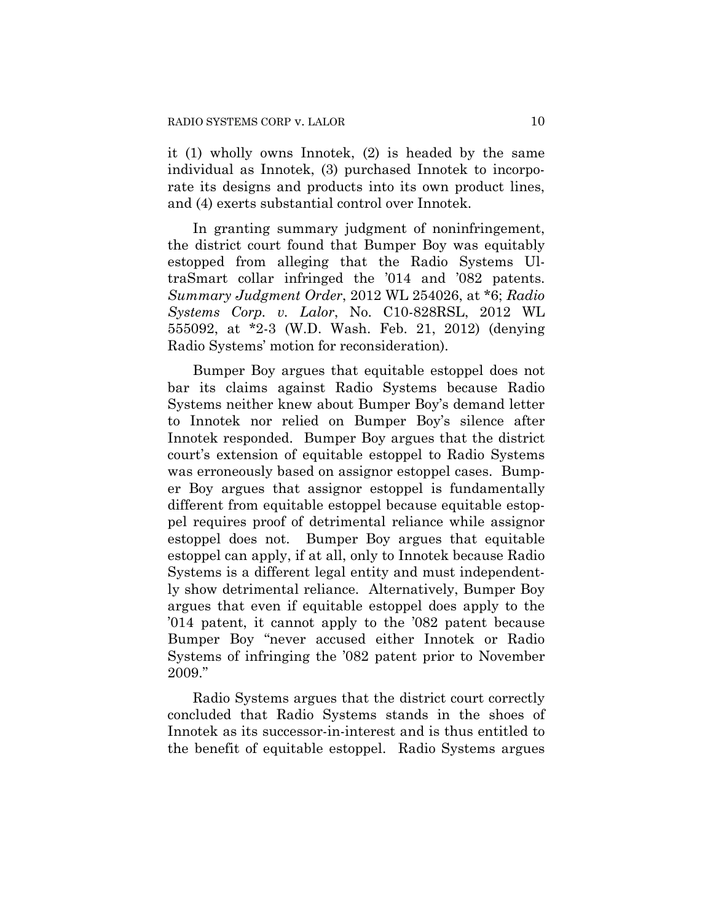it (1) wholly owns Innotek, (2) is headed by the same individual as Innotek, (3) purchased Innotek to incorporate its designs and products into its own product lines, and (4) exerts substantial control over Innotek.

In granting summary judgment of noninfringement, the district court found that Bumper Boy was equitably estopped from alleging that the Radio Systems UltraSmart collar infringed the '014 and '082 patents. *Summary Judgment Order*, 2012 WL 254026, at *6; *Radio Systems Corp. v. Lalor*, No. C10-828RSL, 2012 WL 555092, at *2-3 (W.D. Wash. Feb. 21, 2012) (denying Radio Systems' motion for reconsideration).

Bumper Boy argues that equitable estoppel does not bar its claims against Radio Systems because Radio Systems neither knew about Bumper Boy's demand letter to Innotek nor relied on Bumper Boy's silence after Innotek responded. Bumper Boy argues that the district court's extension of equitable estoppel to Radio Systems was erroneously based on assignor estoppel cases. Bumper Boy argues that assignor estoppel is fundamentally different from equitable estoppel because equitable estoppel requires proof of detrimental reliance while assignor estoppel does not. Bumper Boy argues that equitable estoppel can apply, if at all, only to Innotek because Radio Systems is a different legal entity and must independently show detrimental reliance. Alternatively, Bumper Boy argues that even if equitable estoppel does apply to the '014 patent, it cannot apply to the '082 patent because Bumper Boy "never accused either Innotek or Radio Systems of infringing the '082 patent prior to November 2009."

Radio Systems argues that the district court correctly concluded that Radio Systems stands in the shoes of Innotek as its successor-in-interest and is thus entitled to the benefit of equitable estoppel. Radio Systems argues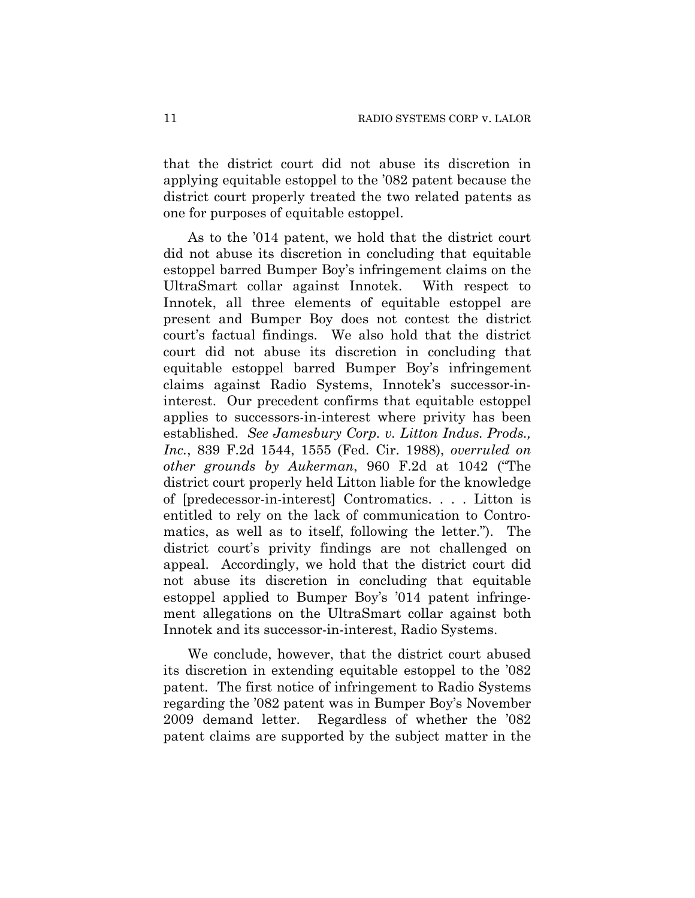that the district court did not abuse its discretion in applying equitable estoppel to the '082 patent because the district court properly treated the two related patents as one for purposes of equitable estoppel.

As to the '014 patent, we hold that the district court did not abuse its discretion in concluding that equitable estoppel barred Bumper Boy's infringement claims on the UltraSmart collar against Innotek. With respect to Innotek, all three elements of equitable estoppel are present and Bumper Boy does not contest the district court's factual findings. We also hold that the district court did not abuse its discretion in concluding that equitable estoppel barred Bumper Boy's infringement claims against Radio Systems, Innotek's successor-in-interest. Our precedent confirms that equitable estoppel applies to successors-in-interest where privity has been established. *See Jamesbury Corp. v. Litton Indus. Prods., Inc.*, 839 F.2d 1544, 1555 (Fed. Cir. 1988), *overruled on other grounds by Aukerman*, 960 F.2d at 1042 ("The district court properly held Litton liable for the knowledge of [predecessor-in-interest] Contromatics. . . . Litton is entitled to rely on the lack of communication to Contromatics, as well as to itself, following the letter."). The district court's privity findings are not challenged on appeal. Accordingly, we hold that the district court did not abuse its discretion in concluding that equitable estoppel applied to Bumper Boy's '014 patent infringement allegations on the UltraSmart collar against both Innotek and its successor-in-interest, Radio Systems.

We conclude, however, that the district court abused its discretion in extending equitable estoppel to the '082 patent. The first notice of infringement to Radio Systems regarding the '082 patent was in Bumper Boy's November 2009 demand letter. Regardless of whether the '082 patent claims are supported by the subject matter in the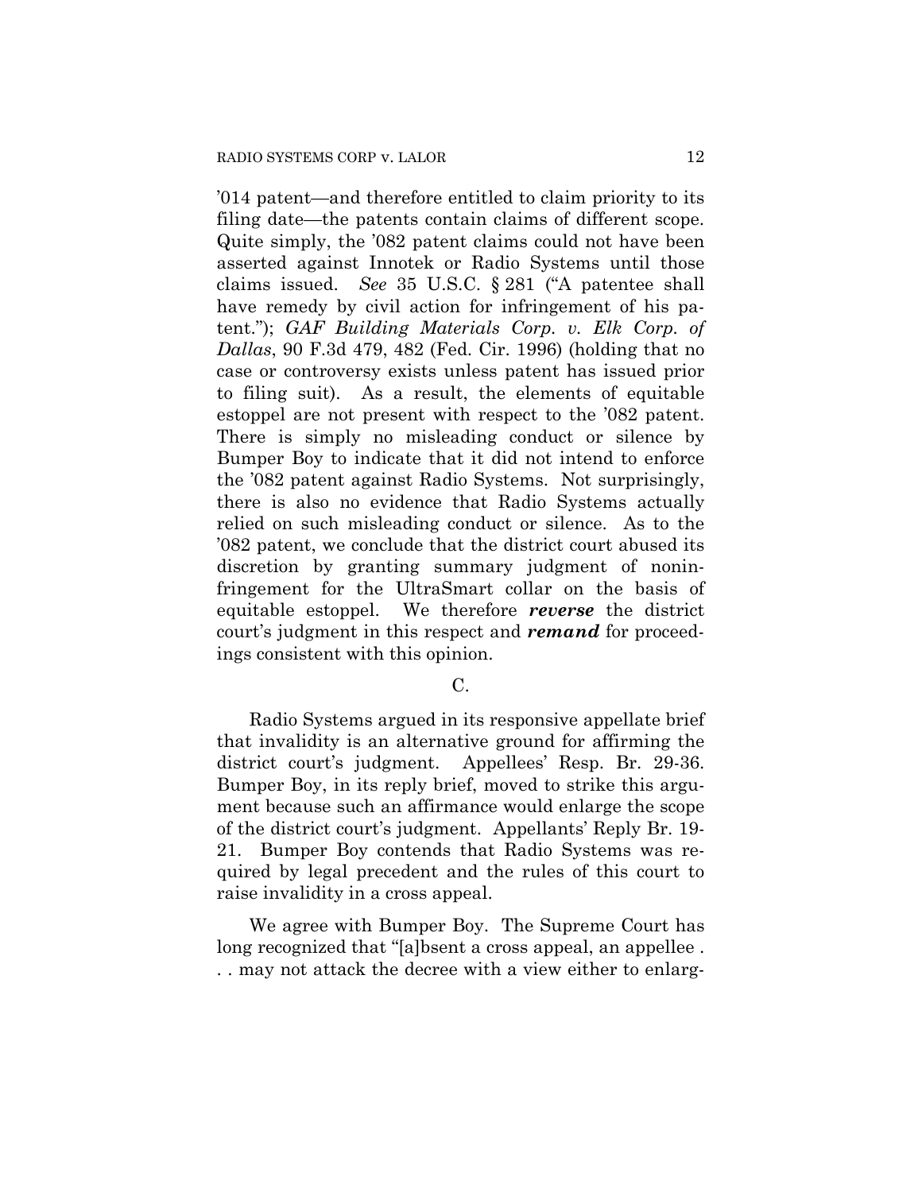'014 patent—and therefore entitled to claim priority to its filing date—the patents contain claims of different scope. Quite simply, the '082 patent claims could not have been asserted against Innotek or Radio Systems until those claims issued. *See* 35 U.S.C. § 281 ("A patentee shall have remedy by civil action for infringement of his patent."); *GAF Building Materials Corp. v. Elk Corp. of Dallas*, 90 F.3d 479, 482 (Fed. Cir. 1996) (holding that no case or controversy exists unless patent has issued prior to filing suit). As a result, the elements of equitable estoppel are not present with respect to the '082 patent. There is simply no misleading conduct or silence by Bumper Boy to indicate that it did not intend to enforce the '082 patent against Radio Systems. Not surprisingly, there is also no evidence that Radio Systems actually relied on such misleading conduct or silence. As to the '082 patent, we conclude that the district court abused its discretion by granting summary judgment of noninfringement for the UltraSmart collar on the basis of equitable estoppel. We therefore ***reverse*** the district court's judgment in this respect and ***remand*** for proceedings consistent with this opinion.

C.

Radio Systems argued in its responsive appellate brief that invalidity is an alternative ground for affirming the district court's judgment. Appellees' Resp. Br. 29-36. Bumper Boy, in its reply brief, moved to strike this argument because such an affirmance would enlarge the scope of the district court's judgment. Appellants' Reply Br. 19-21. Bumper Boy contends that Radio Systems was required by legal precedent and the rules of this court to raise invalidity in a cross appeal.

We agree with Bumper Boy. The Supreme Court has long recognized that "[a]bsent a cross appeal, an appellee . . . may not attack the decree with a view either to enlarg-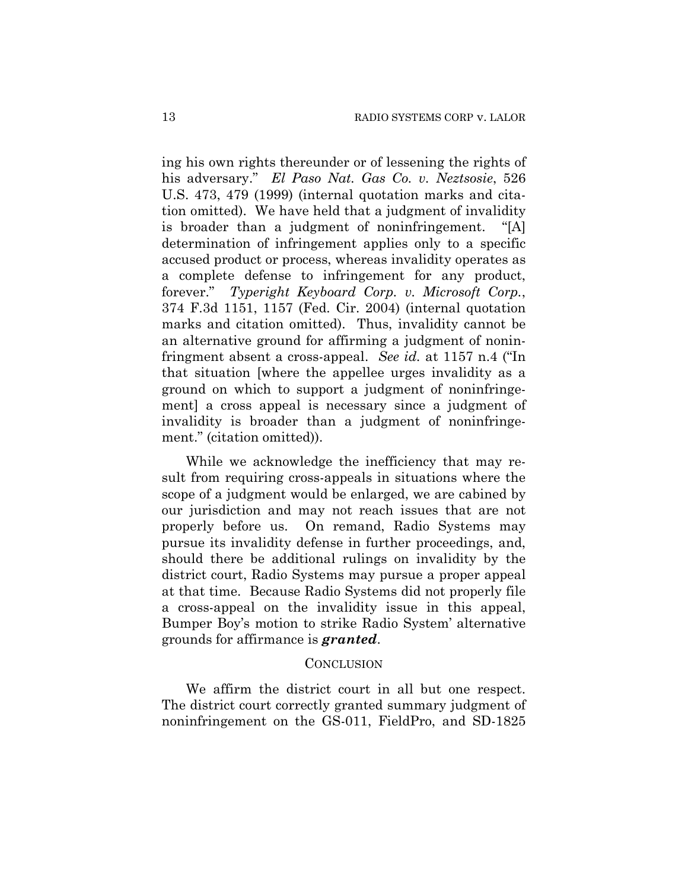ing his own rights thereunder or of lessening the rights of his adversary." *El Paso Nat. Gas Co. v. Neztsosie*, 526 U.S. 473, 479 (1999) (internal quotation marks and citation omitted). We have held that a judgment of invalidity is broader than a judgment of noninfringement. "[A] determination of infringement applies only to a specific accused product or process, whereas invalidity operates as a complete defense to infringement for any product, forever." *Typeright Keyboard Corp. v. Microsoft Corp.*, 374 F.3d 1151, 1157 (Fed. Cir. 2004) (internal quotation marks and citation omitted). Thus, invalidity cannot be an alternative ground for affirming a judgment of noninfringment absent a cross-appeal. *See id.* at 1157 n.4 ("In that situation [where the appellee urges invalidity as a ground on which to support a judgment of noninfringement] a cross appeal is necessary since a judgment of invalidity is broader than a judgment of noninfringement." (citation omitted)).

While we acknowledge the inefficiency that may result from requiring cross-appeals in situations where the scope of a judgment would be enlarged, we are cabined by our jurisdiction and may not reach issues that are not properly before us. On remand, Radio Systems may pursue its invalidity defense in further proceedings, and, should there be additional rulings on invalidity by the district court, Radio Systems may pursue a proper appeal at that time. Because Radio Systems did not properly file a cross-appeal on the invalidity issue in this appeal, Bumper Boy's motion to strike Radio System' alternative grounds for affirmance is ***granted***.

## CONCLUSION

We affirm the district court in all but one respect. The district court correctly granted summary judgment of noninfringement on the GS-011, FieldPro, and SD-1825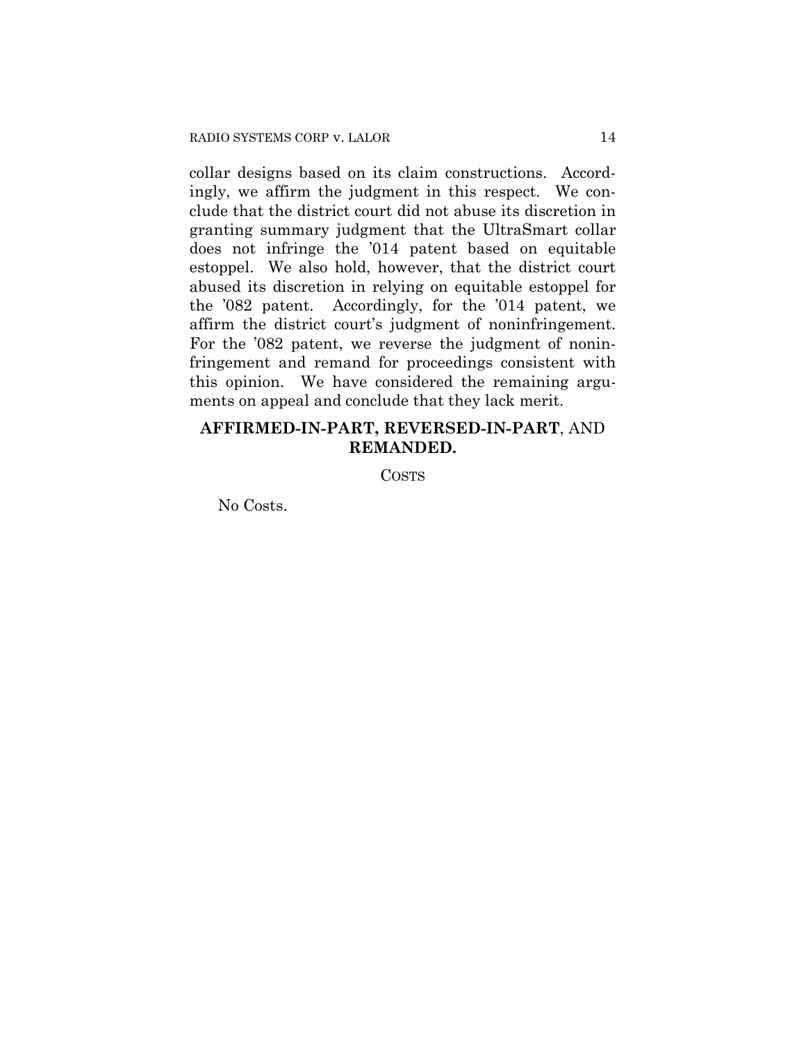collar designs based on its claim constructions. Accordingly, we affirm the judgment in this respect. We conclude that the district court did not abuse its discretion in granting summary judgment that the UltraSmart collar does not infringe the '014 patent based on equitable estoppel. We also hold, however, that the district court abused its discretion in relying on equitable estoppel for the '082 patent. Accordingly, for the '014 patent, we affirm the district court's judgment of noninfringement. For the '082 patent, we reverse the judgment of noninfringement and remand for proceedings consistent with this opinion. We have considered the remaining arguments on appeal and conclude that they lack merit.

**AFFIRMED-IN-PART, REVERSED-IN-PART**, AND **REMANDED.**

COSTS

No Costs.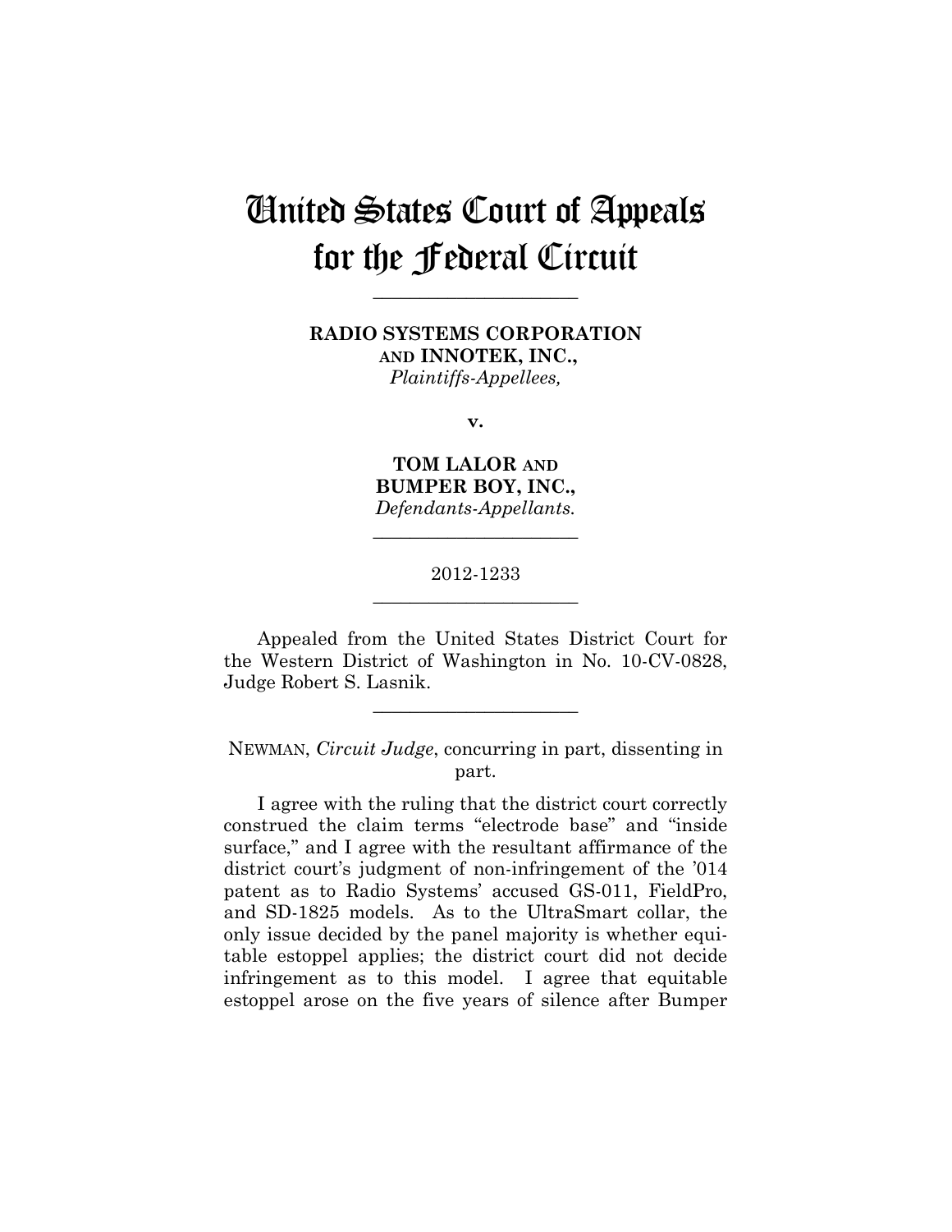# United States Court of Appeals for the Federal Circuit

---

**RADIO SYSTEMS CORPORATION AND INNOTEK, INC.,**
*Plaintiffs-Appellees,*

**v.**

**TOM LALOR AND BUMPER BOY, INC.,**
*Defendants-Appellants.*

---

2012-1233

---

Appealed from the United States District Court for the Western District of Washington in No. 10-CV-0828, Judge Robert S. Lasnik.

---

NEWMAN, *Circuit Judge*, concurring in part, dissenting in part.

I agree with the ruling that the district court correctly construed the claim terms "electrode base" and "inside surface," and I agree with the resultant affirmance of the district court's judgment of non-infringement of the '014 patent as to Radio Systems' accused GS-011, FieldPro, and SD-1825 models. As to the UltraSmart collar, the only issue decided by the panel majority is whether equitable estoppel applies; the district court did not decide infringement as to this model. I agree that equitable estoppel arose on the five years of silence after Bumper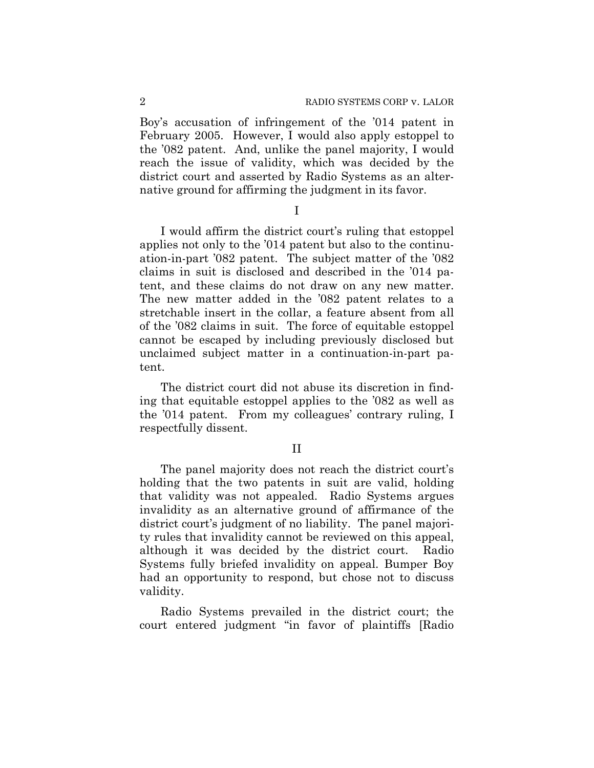Boy's accusation of infringement of the '014 patent in February 2005. However, I would also apply estoppel to the '082 patent. And, unlike the panel majority, I would reach the issue of validity, which was decided by the district court and asserted by Radio Systems as an alternative ground for affirming the judgment in its favor.

I

I would affirm the district court's ruling that estoppel applies not only to the '014 patent but also to the continuation-in-part '082 patent. The subject matter of the '082 claims in suit is disclosed and described in the '014 patent, and these claims do not draw on any new matter. The new matter added in the '082 patent relates to a stretchable insert in the collar, a feature absent from all of the '082 claims in suit. The force of equitable estoppel cannot be escaped by including previously disclosed but unclaimed subject matter in a continuation-in-part patent.

The district court did not abuse its discretion in finding that equitable estoppel applies to the '082 as well as the '014 patent. From my colleagues' contrary ruling, I respectfully dissent.

II

The panel majority does not reach the district court's holding that the two patents in suit are valid, holding that validity was not appealed. Radio Systems argues invalidity as an alternative ground of affirmance of the district court's judgment of no liability. The panel majority rules that invalidity cannot be reviewed on this appeal, although it was decided by the district court. Radio Systems fully briefed invalidity on appeal. Bumper Boy had an opportunity to respond, but chose not to discuss validity.

Radio Systems prevailed in the district court; the court entered judgment "in favor of plaintiffs [Radio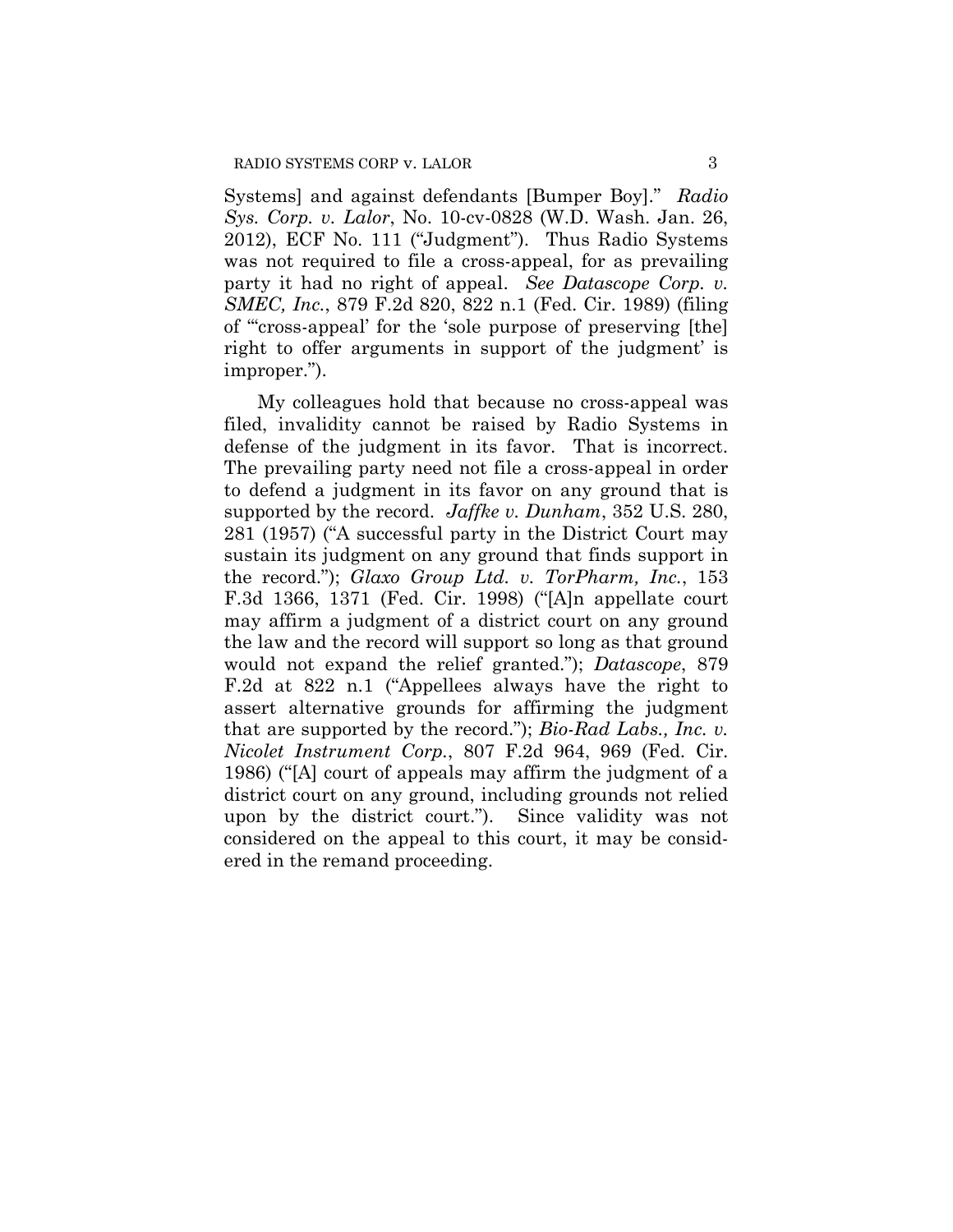Systems] and against defendants [Bumper Boy]." *Radio Sys. Corp. v. Lalor*, No. 10-cv-0828 (W.D. Wash. Jan. 26, 2012), ECF No. 111 ("Judgment"). Thus Radio Systems was not required to file a cross-appeal, for as prevailing party it had no right of appeal. *See Datascope Corp. v. SMEC, Inc.*, 879 F.2d 820, 822 n.1 (Fed. Cir. 1989) (filing of "'cross-appeal' for the 'sole purpose of preserving [the] right to offer arguments in support of the judgment' is improper.").

My colleagues hold that because no cross-appeal was filed, invalidity cannot be raised by Radio Systems in defense of the judgment in its favor. That is incorrect. The prevailing party need not file a cross-appeal in order to defend a judgment in its favor on any ground that is supported by the record. *Jaffke v. Dunham*, 352 U.S. 280, 281 (1957) ("A successful party in the District Court may sustain its judgment on any ground that finds support in the record."); *Glaxo Group Ltd. v. TorPharm, Inc.*, 153 F.3d 1366, 1371 (Fed. Cir. 1998) ("[A]n appellate court may affirm a judgment of a district court on any ground the law and the record will support so long as that ground would not expand the relief granted."); *Datascope*, 879 F.2d at 822 n.1 ("Appellees always have the right to assert alternative grounds for affirming the judgment that are supported by the record."); *Bio-Rad Labs., Inc. v. Nicolet Instrument Corp.*, 807 F.2d 964, 969 (Fed. Cir. 1986) ("[A] court of appeals may affirm the judgment of a district court on any ground, including grounds not relied upon by the district court."). Since validity was not considered on the appeal to this court, it may be considered in the remand proceeding.